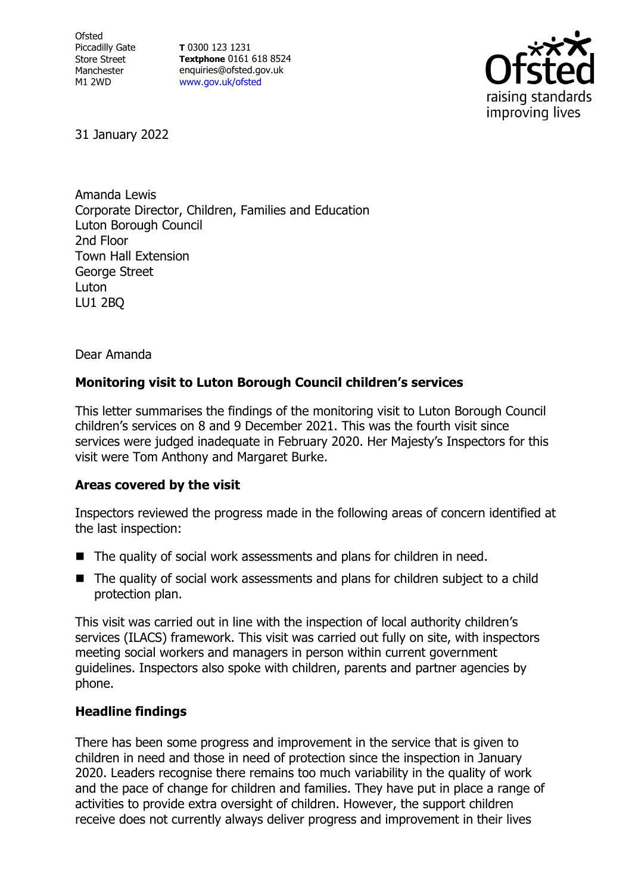Ofsted
Piccadilly Gate
Store Street
Manchester
M1 2WD

**T** 0300 123 1231
**Textphone** 0161 618 8524
enquiries@ofsted.gov.uk
www.gov.uk/ofsted

31 January 2022

Amanda Lewis
Corporate Director, Children, Families and Education
Luton Borough Council
2nd Floor
Town Hall Extension
George Street
Luton
LU1 2BQ

Dear Amanda

**Monitoring visit to Luton Borough Council children's services**

This letter summarises the findings of the monitoring visit to Luton Borough Council children's services on 8 and 9 December 2021. This was the fourth visit since services were judged inadequate in February 2020. Her Majesty's Inspectors for this visit were Tom Anthony and Margaret Burke.

**Areas covered by the visit**

Inspectors reviewed the progress made in the following areas of concern identified at the last inspection:

- The quality of social work assessments and plans for children in need.
- The quality of social work assessments and plans for children subject to a child protection plan.

This visit was carried out in line with the inspection of local authority children's services (ILACS) framework. This visit was carried out fully on site, with inspectors meeting social workers and managers in person within current government guidelines. Inspectors also spoke with children, parents and partner agencies by phone.

**Headline findings**

There has been some progress and improvement in the service that is given to children in need and those in need of protection since the inspection in January 2020. Leaders recognise there remains too much variability in the quality of work and the pace of change for children and families. They have put in place a range of activities to provide extra oversight of children. However, the support children receive does not currently always deliver progress and improvement in their lives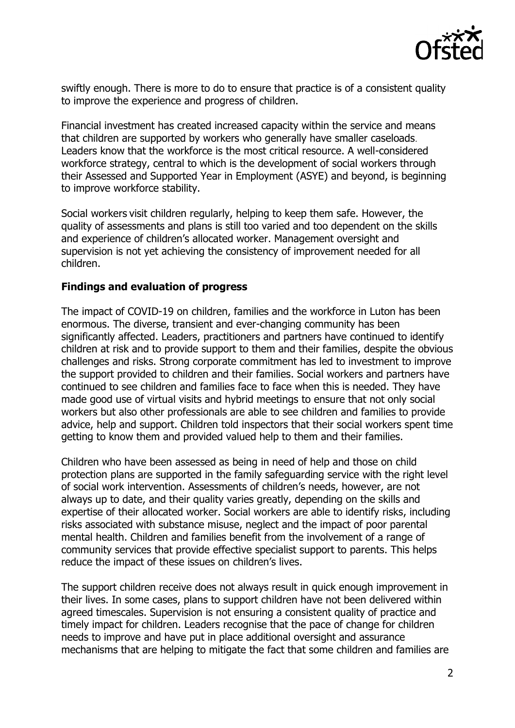swiftly enough. There is more to do to ensure that practice is of a consistent quality to improve the experience and progress of children.

Financial investment has created increased capacity within the service and means that children are supported by workers who generally have smaller caseloads. Leaders know that the workforce is the most critical resource. A well-considered workforce strategy, central to which is the development of social workers through their Assessed and Supported Year in Employment (ASYE) and beyond, is beginning to improve workforce stability.

Social workers visit children regularly, helping to keep them safe. However, the quality of assessments and plans is still too varied and too dependent on the skills and experience of children's allocated worker. Management oversight and supervision is not yet achieving the consistency of improvement needed for all children.

## Findings and evaluation of progress

The impact of COVID-19 on children, families and the workforce in Luton has been enormous. The diverse, transient and ever-changing community has been significantly affected. Leaders, practitioners and partners have continued to identify children at risk and to provide support to them and their families, despite the obvious challenges and risks. Strong corporate commitment has led to investment to improve the support provided to children and their families. Social workers and partners have continued to see children and families face to face when this is needed. They have made good use of virtual visits and hybrid meetings to ensure that not only social workers but also other professionals are able to see children and families to provide advice, help and support. Children told inspectors that their social workers spent time getting to know them and provided valued help to them and their families.

Children who have been assessed as being in need of help and those on child protection plans are supported in the family safeguarding service with the right level of social work intervention. Assessments of children's needs, however, are not always up to date, and their quality varies greatly, depending on the skills and expertise of their allocated worker. Social workers are able to identify risks, including risks associated with substance misuse, neglect and the impact of poor parental mental health. Children and families benefit from the involvement of a range of community services that provide effective specialist support to parents. This helps reduce the impact of these issues on children's lives.

The support children receive does not always result in quick enough improvement in their lives. In some cases, plans to support children have not been delivered within agreed timescales. Supervision is not ensuring a consistent quality of practice and timely impact for children. Leaders recognise that the pace of change for children needs to improve and have put in place additional oversight and assurance mechanisms that are helping to mitigate the fact that some children and families are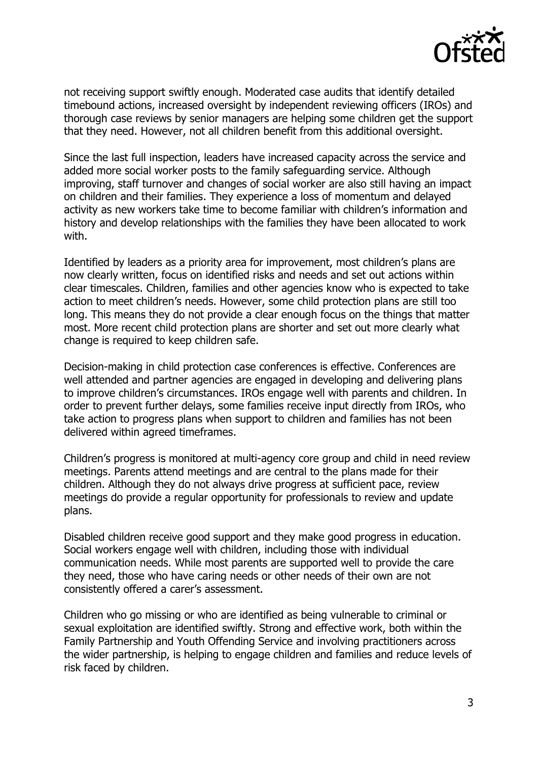not receiving support swiftly enough. Moderated case audits that identify detailed timebound actions, increased oversight by independent reviewing officers (IROs) and thorough case reviews by senior managers are helping some children get the support that they need. However, not all children benefit from this additional oversight.

Since the last full inspection, leaders have increased capacity across the service and added more social worker posts to the family safeguarding service. Although improving, staff turnover and changes of social worker are also still having an impact on children and their families. They experience a loss of momentum and delayed activity as new workers take time to become familiar with children's information and history and develop relationships with the families they have been allocated to work with.

Identified by leaders as a priority area for improvement, most children's plans are now clearly written, focus on identified risks and needs and set out actions within clear timescales. Children, families and other agencies know who is expected to take action to meet children's needs. However, some child protection plans are still too long. This means they do not provide a clear enough focus on the things that matter most. More recent child protection plans are shorter and set out more clearly what change is required to keep children safe.

Decision-making in child protection case conferences is effective. Conferences are well attended and partner agencies are engaged in developing and delivering plans to improve children's circumstances. IROs engage well with parents and children. In order to prevent further delays, some families receive input directly from IROs, who take action to progress plans when support to children and families has not been delivered within agreed timeframes.

Children's progress is monitored at multi-agency core group and child in need review meetings. Parents attend meetings and are central to the plans made for their children. Although they do not always drive progress at sufficient pace, review meetings do provide a regular opportunity for professionals to review and update plans.

Disabled children receive good support and they make good progress in education. Social workers engage well with children, including those with individual communication needs. While most parents are supported well to provide the care they need, those who have caring needs or other needs of their own are not consistently offered a carer's assessment.

Children who go missing or who are identified as being vulnerable to criminal or sexual exploitation are identified swiftly. Strong and effective work, both within the Family Partnership and Youth Offending Service and involving practitioners across the wider partnership, is helping to engage children and families and reduce levels of risk faced by children.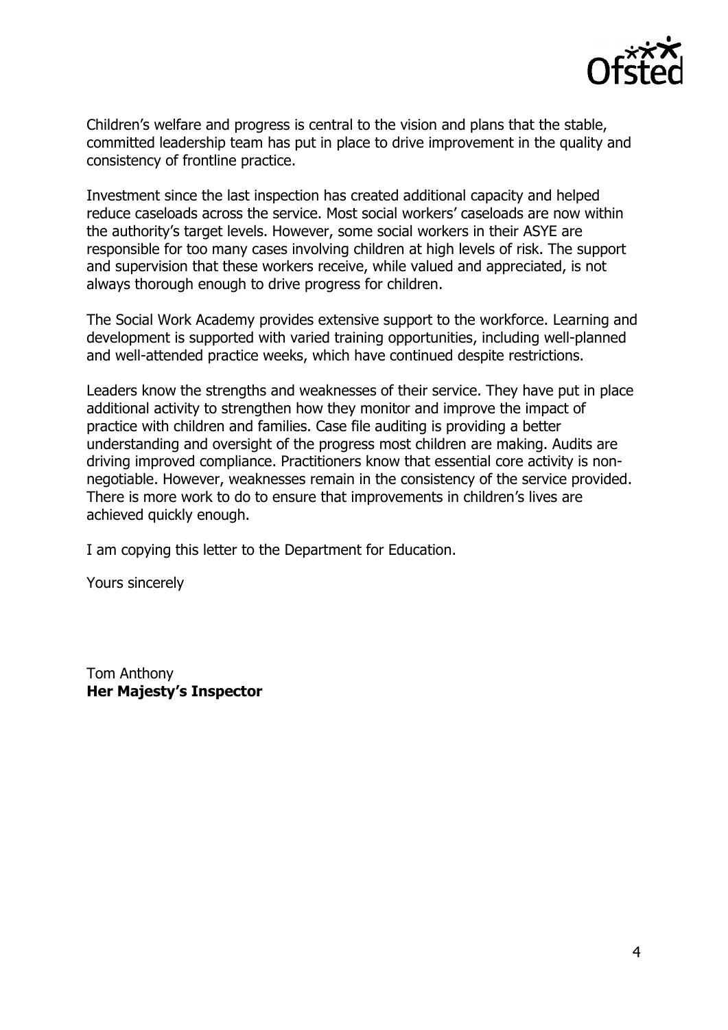Children's welfare and progress is central to the vision and plans that the stable, committed leadership team has put in place to drive improvement in the quality and consistency of frontline practice.

Investment since the last inspection has created additional capacity and helped reduce caseloads across the service. Most social workers' caseloads are now within the authority's target levels. However, some social workers in their ASYE are responsible for too many cases involving children at high levels of risk. The support and supervision that these workers receive, while valued and appreciated, is not always thorough enough to drive progress for children.

The Social Work Academy provides extensive support to the workforce. Learning and development is supported with varied training opportunities, including well-planned and well-attended practice weeks, which have continued despite restrictions.

Leaders know the strengths and weaknesses of their service. They have put in place additional activity to strengthen how they monitor and improve the impact of practice with children and families. Case file auditing is providing a better understanding and oversight of the progress most children are making. Audits are driving improved compliance. Practitioners know that essential core activity is non-negotiable. However, weaknesses remain in the consistency of the service provided. There is more work to do to ensure that improvements in children's lives are achieved quickly enough.

I am copying this letter to the Department for Education.

Yours sincerely

Tom Anthony
**Her Majesty's Inspector**